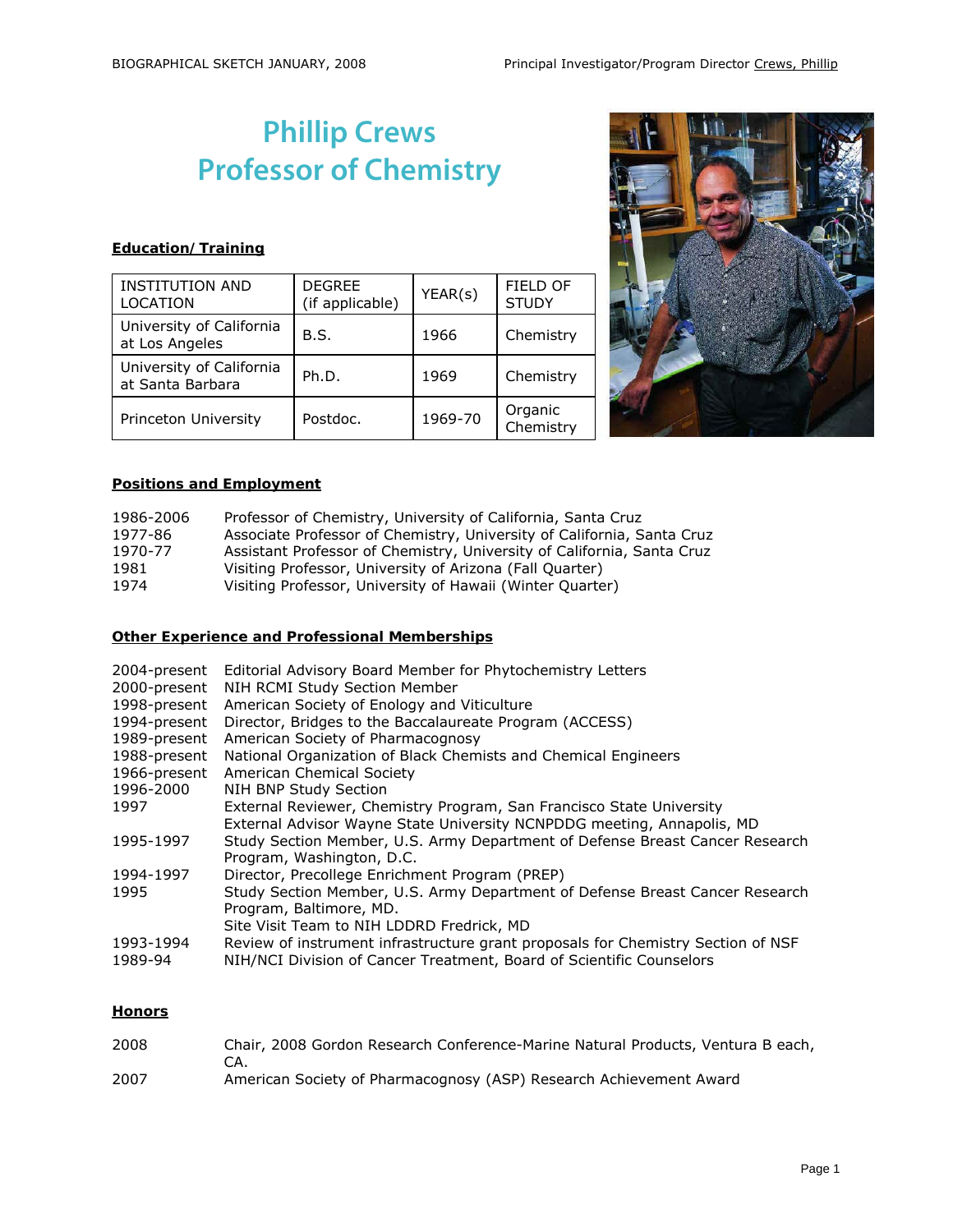# Phillip Crews
# Professor of Chemistry

**Education/ Training**

| INSTITUTION AND LOCATION | DEGREE (if applicable) | YEAR(s) | FIELD OF STUDY |
|---|---|---|---|
| University of California at Los Angeles | B.S. | 1966 | Chemistry |
| University of California at Santa Barbara | Ph.D. | 1969 | Chemistry |
| Princeton University | Postdoc. | 1969-70 | Organic Chemistry |

**Positions and Employment**

| | |
|---|---|
| 1986-2006 | Professor of Chemistry, University of California, Santa Cruz |
| 1977-86 | Associate Professor of Chemistry, University of California, Santa Cruz |
| 1970-77 | Assistant Professor of Chemistry, University of California, Santa Cruz |
| 1981 | Visiting Professor, University of Arizona (Fall Quarter) |
| 1974 | Visiting Professor, University of Hawaii (Winter Quarter) |

**Other Experience and Professional Memberships**

| | |
|---|---|
| 2004-present | Editorial Advisory Board Member for Phytochemistry Letters |
| 2000-present | NIH RCMI Study Section Member |
| 1998-present | American Society of Enology and Viticulture |
| 1994-present | Director, Bridges to the Baccalaureate Program (ACCESS) |
| 1989-present | American Society of Pharmacognosy |
| 1988-present | National Organization of Black Chemists and Chemical Engineers |
| 1966-present | American Chemical Society |
| 1996-2000 | NIH BNP Study Section |
| 1997 | External Reviewer, Chemistry Program, San Francisco State University |
| | External Advisor Wayne State University NCNPDDG meeting, Annapolis, MD |
| 1995-1997 | Study Section Member, U.S. Army Department of Defense Breast Cancer Research Program, Washington, D.C. |
| 1994-1997 | Director, Precollege Enrichment Program (PREP) |
| 1995 | Study Section Member, U.S. Army Department of Defense Breast Cancer Research Program, Baltimore, MD. |
| | Site Visit Team to NIH LDDRD Fredrick, MD |
| 1993-1994 | Review of instrument infrastructure grant proposals for Chemistry Section of NSF |
| 1989-94 | NIH/NCI Division of Cancer Treatment, Board of Scientific Counselors |

**Honors**

| | |
|---|---|
| 2008 | Chair, 2008 Gordon Research Conference-Marine Natural Products, Ventura B each, CA. |
| 2007 | American Society of Pharmacognosy (ASP) Research Achievement Award |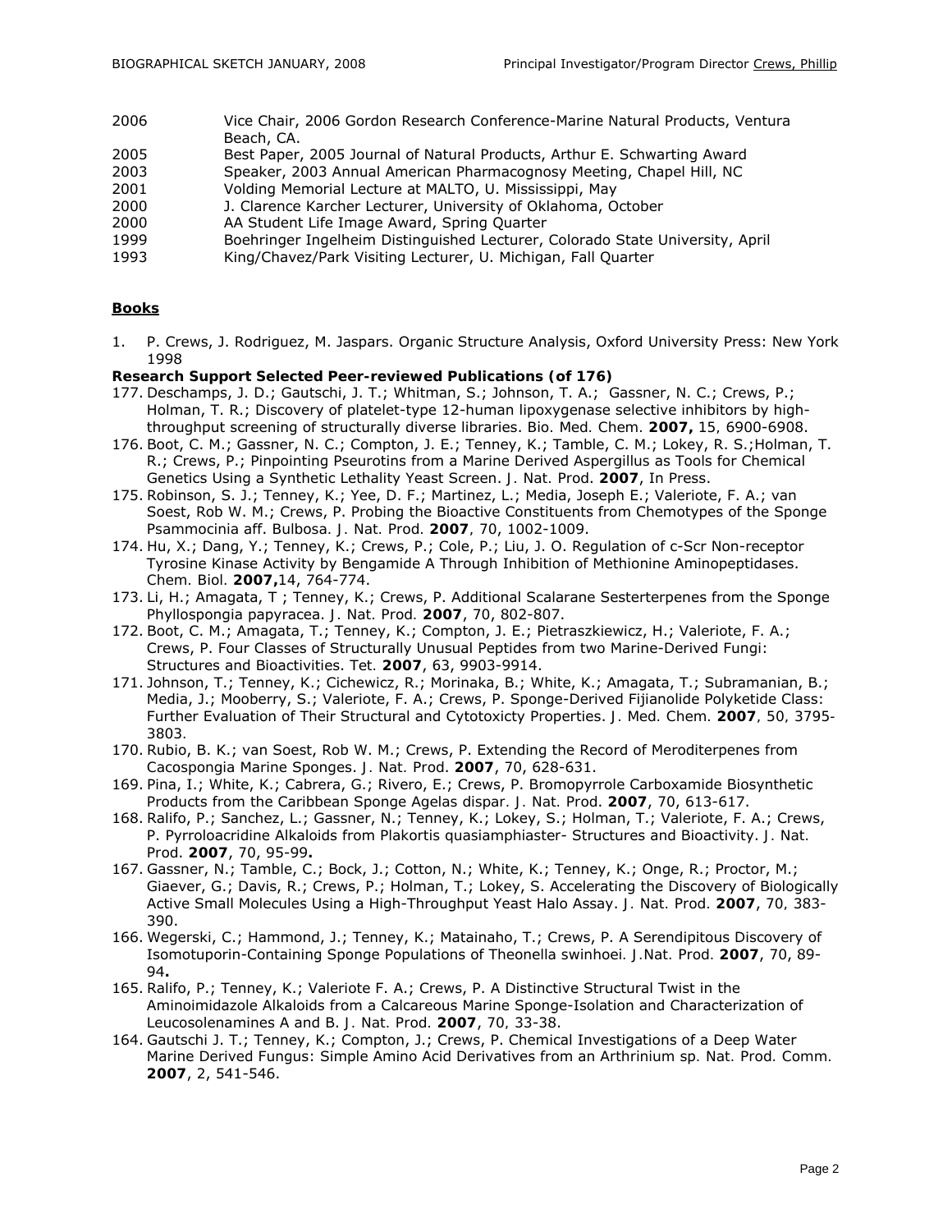| | |
|---|---|
| 2006 | Vice Chair, 2006 Gordon Research Conference-Marine Natural Products, Ventura Beach, CA. |
| 2005 | Best Paper, 2005 Journal of Natural Products, Arthur E. Schwarting Award |
| 2003 | Speaker, 2003 Annual American Pharmacognosy Meeting, Chapel Hill, NC |
| 2001 | Volding Memorial Lecture at MALTO, U. Mississippi, May |
| 2000 | J. Clarence Karcher Lecturer, University of Oklahoma, October |
| 2000 | AA Student Life Image Award, Spring Quarter |
| 1999 | Boehringer Ingelheim Distinguished Lecturer, Colorado State University, April |
| 1993 | King/Chavez/Park Visiting Lecturer, U. Michigan, Fall Quarter |

## Books

1. P. Crews, J. Rodriguez, M. Jaspars. Organic Structure Analysis, Oxford University Press: New York 1998

**Research Support Selected Peer-reviewed Publications (of 176)**

177. Deschamps, J. D.; Gautschi, J. T.; Whitman, S.; Johnson, T. A.; Gassner, N. C.; Crews, P.; Holman, T. R.; Discovery of platelet-type 12-human lipoxygenase selective inhibitors by high-throughput screening of structurally diverse libraries. Bio. Med. Chem. **2007,** 15, 6900-6908.
176. Boot, C. M.; Gassner, N. C.; Compton, J. E.; Tenney, K.; Tamble, C. M.; Lokey, R. S.;Holman, T. R.; Crews, P.; Pinpointing Pseurotins from a Marine Derived Aspergillus as Tools for Chemical Genetics Using a Synthetic Lethality Yeast Screen. J. Nat. Prod. **2007**, In Press.
175. Robinson, S. J.; Tenney, K.; Yee, D. F.; Martinez, L.; Media, Joseph E.; Valeriote, F. A.; van Soest, Rob W. M.; Crews, P. Probing the Bioactive Constituents from Chemotypes of the Sponge Psammocinia aff. Bulbosa. J. Nat. Prod. **2007**, 70, 1002-1009.
174. Hu, X.; Dang, Y.; Tenney, K.; Crews, P.; Cole, P.; Liu, J. O. Regulation of c-Scr Non-receptor Tyrosine Kinase Activity by Bengamide A Through Inhibition of Methionine Aminopeptidases. Chem. Biol. **2007,**14, 764-774.
173. Li, H.; Amagata, T ; Tenney, K.; Crews, P. Additional Scalarane Sesterterpenes from the Sponge Phyllospongia papyracea. J. Nat. Prod. **2007**, 70, 802-807.
172. Boot, C. M.; Amagata, T.; Tenney, K.; Compton, J. E.; Pietraszkiewicz, H.; Valeriote, F. A.; Crews, P. Four Classes of Structurally Unusual Peptides from two Marine-Derived Fungi: Structures and Bioactivities. Tet. **2007**, 63, 9903-9914.
171. Johnson, T.; Tenney, K.; Cichewicz, R.; Morinaka, B.; White, K.; Amagata, T.; Subramanian, B.; Media, J.; Mooberry, S.; Valeriote, F. A.; Crews, P. Sponge-Derived Fijianolide Polyketide Class: Further Evaluation of Their Structural and Cytotoxicty Properties. J. Med. Chem. **2007**, 50, 3795-3803.
170. Rubio, B. K.; van Soest, Rob W. M.; Crews, P. Extending the Record of Meroditerpenes from Cacospongia Marine Sponges. J. Nat. Prod. **2007**, 70, 628-631.
169. Pina, I.; White, K.; Cabrera, G.; Rivero, E.; Crews, P. Bromopyrrole Carboxamide Biosynthetic Products from the Caribbean Sponge Agelas dispar. J. Nat. Prod. **2007**, 70, 613-617.
168. Ralifo, P.; Sanchez, L.; Gassner, N.; Tenney, K.; Lokey, S.; Holman, T.; Valeriote, F. A.; Crews, P. Pyrroloacridine Alkaloids from Plakortis quasiamphiaster- Structures and Bioactivity. J. Nat. Prod. **2007**, 70, 95-99**.**
167. Gassner, N.; Tamble, C.; Bock, J.; Cotton, N.; White, K.; Tenney, K.; Onge, R.; Proctor, M.; Giaever, G.; Davis, R.; Crews, P.; Holman, T.; Lokey, S. Accelerating the Discovery of Biologically Active Small Molecules Using a High-Throughput Yeast Halo Assay. J. Nat. Prod. **2007**, 70, 383-390.
166. Wegerski, C.; Hammond, J.; Tenney, K.; Matainaho, T.; Crews, P. A Serendipitous Discovery of Isomotuporin-Containing Sponge Populations of Theonella swinhoei. J.Nat. Prod. **2007**, 70, 89-94**.**
165. Ralifo, P.; Tenney, K.; Valeriote F. A.; Crews, P. A Distinctive Structural Twist in the Aminoimidazole Alkaloids from a Calcareous Marine Sponge-Isolation and Characterization of Leucosolenamines A and B. J. Nat. Prod. **2007**, 70, 33-38.
164. Gautschi J. T.; Tenney, K.; Compton, J.; Crews, P. Chemical Investigations of a Deep Water Marine Derived Fungus: Simple Amino Acid Derivatives from an Arthrinium sp. Nat. Prod. Comm. **2007**, 2, 541-546.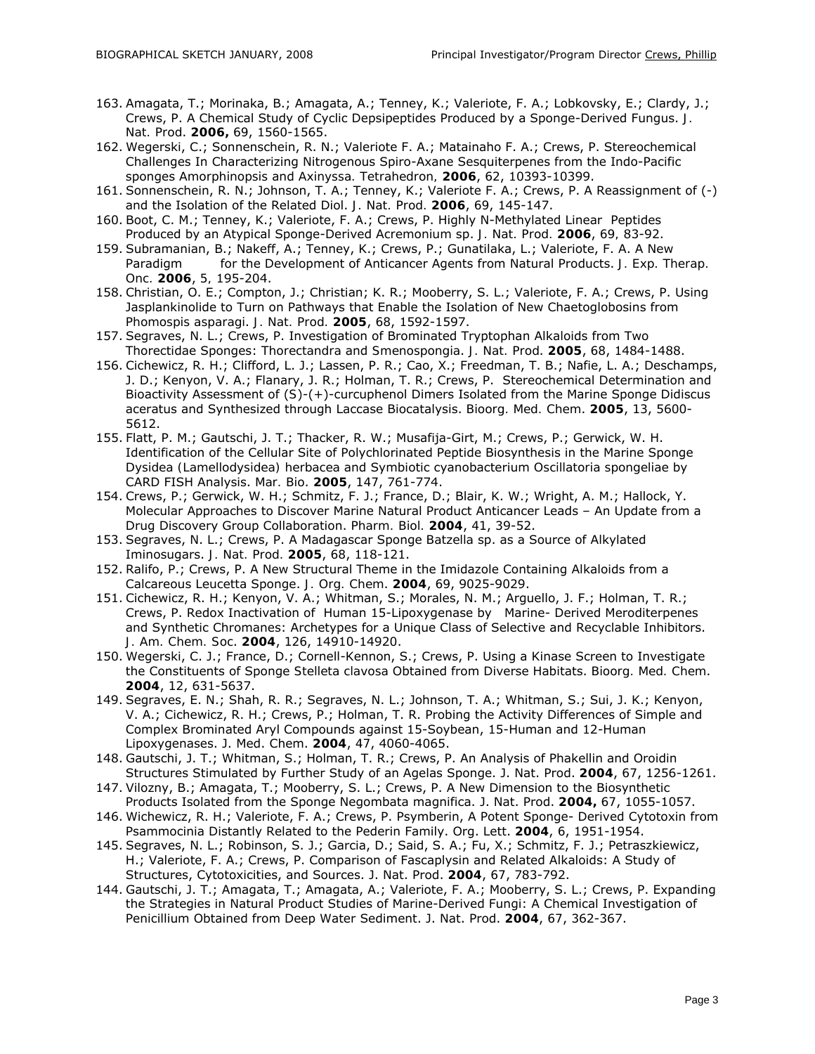163. Amagata, T.; Morinaka, B.; Amagata, A.; Tenney, K.; Valeriote, F. A.; Lobkovsky, E.; Clardy, J.; Crews, P. A Chemical Study of Cyclic Depsipeptides Produced by a Sponge-Derived Fungus. J. Nat. Prod. **2006,** 69, 1560-1565.
162. Wegerski, C.; Sonnenschein, R. N.; Valeriote F. A.; Matainaho F. A.; Crews, P. Stereochemical Challenges In Characterizing Nitrogenous Spiro-Axane Sesquiterpenes from the Indo-Pacific sponges Amorphinopsis and Axinyssa. Tetrahedron, **2006**, 62, 10393-10399.
161. Sonnenschein, R. N.; Johnson, T. A.; Tenney, K.; Valeriote F. A.; Crews, P. A Reassignment of (-) and the Isolation of the Related Diol. J. Nat. Prod. **2006**, 69, 145-147.
160. Boot, C. M.; Tenney, K.; Valeriote, F. A.; Crews, P. Highly N-Methylated Linear Peptides Produced by an Atypical Sponge-Derived Acremonium sp. J. Nat. Prod. **2006**, 69, 83-92.
159. Subramanian, B.; Nakeff, A.; Tenney, K.; Crews, P.; Gunatilaka, L.; Valeriote, F. A. A New Paradigm for the Development of Anticancer Agents from Natural Products. J. Exp. Therap. Onc. **2006**, 5, 195-204.
158. Christian, O. E.; Compton, J.; Christian; K. R.; Mooberry, S. L.; Valeriote, F. A.; Crews, P. Using Jasplankinolide to Turn on Pathways that Enable the Isolation of New Chaetoglobosins from Phomospis asparagi. J. Nat. Prod. **2005**, 68, 1592-1597.
157. Segraves, N. L.; Crews, P. Investigation of Brominated Tryptophan Alkaloids from Two Thorectidae Sponges: Thorectandra and Smenospongia. J. Nat. Prod. **2005**, 68, 1484-1488.
156. Cichewicz, R. H.; Clifford, L. J.; Lassen, P. R.; Cao, X.; Freedman, T. B.; Nafie, L. A.; Deschamps, J. D.; Kenyon, V. A.; Flanary, J. R.; Holman, T. R.; Crews, P. Stereochemical Determination and Bioactivity Assessment of (S)-(+)-curcuphenol Dimers Isolated from the Marine Sponge Didiscus aceratus and Synthesized through Laccase Biocatalysis. Bioorg. Med. Chem. **2005**, 13, 5600-5612.
155. Flatt, P. M.; Gautschi, J. T.; Thacker, R. W.; Musafija-Girt, M.; Crews, P.; Gerwick, W. H. Identification of the Cellular Site of Polychlorinated Peptide Biosynthesis in the Marine Sponge Dysidea (Lamellodysidea) herbacea and Symbiotic cyanobacterium Oscillatoria spongeliae by CARD FISH Analysis. Mar. Bio. **2005**, 147, 761-774.
154. Crews, P.; Gerwick, W. H.; Schmitz, F. J.; France, D.; Blair, K. W.; Wright, A. M.; Hallock, Y. Molecular Approaches to Discover Marine Natural Product Anticancer Leads – An Update from a Drug Discovery Group Collaboration. Pharm. Biol. **2004**, 41, 39-52.
153. Segraves, N. L.; Crews, P. A Madagascar Sponge Batzella sp. as a Source of Alkylated Iminosugars. J. Nat. Prod. **2005**, 68, 118-121.
152. Ralifo, P.; Crews, P. A New Structural Theme in the Imidazole Containing Alkaloids from a Calcareous Leucetta Sponge. J. Org. Chem. **2004**, 69, 9025-9029.
151. Cichewicz, R. H.; Kenyon, V. A.; Whitman, S.; Morales, N. M.; Arguello, J. F.; Holman, T. R.; Crews, P. Redox Inactivation of Human 15-Lipoxygenase by Marine- Derived Meroditerpenes and Synthetic Chromanes: Archetypes for a Unique Class of Selective and Recyclable Inhibitors. J. Am. Chem. Soc. **2004**, 126, 14910-14920.
150. Wegerski, C. J.; France, D.; Cornell-Kennon, S.; Crews, P. Using a Kinase Screen to Investigate the Constituents of Sponge Stelleta clavosa Obtained from Diverse Habitats. Bioorg. Med. Chem. **2004**, 12, 631-5637.
149. Segraves, E. N.; Shah, R. R.; Segraves, N. L.; Johnson, T. A.; Whitman, S.; Sui, J. K.; Kenyon, V. A.; Cichewicz, R. H.; Crews, P.; Holman, T. R. Probing the Activity Differences of Simple and Complex Brominated Aryl Compounds against 15-Soybean, 15-Human and 12-Human Lipoxygenases. J. Med. Chem. **2004**, 47, 4060-4065.
148. Gautschi, J. T.; Whitman, S.; Holman, T. R.; Crews, P. An Analysis of Phakellin and Oroidin Structures Stimulated by Further Study of an Agelas Sponge. J. Nat. Prod. **2004**, 67, 1256-1261.
147. Vilozny, B.; Amagata, T.; Mooberry, S. L.; Crews, P. A New Dimension to the Biosynthetic Products Isolated from the Sponge Negombata magnifica. J. Nat. Prod. **2004,** 67, 1055-1057.
146. Wichewicz, R. H.; Valeriote, F. A.; Crews, P. Psymberin, A Potent Sponge- Derived Cytotoxin from Psammocinia Distantly Related to the Pederin Family. Org. Lett. **2004**, 6, 1951-1954.
145. Segraves, N. L.; Robinson, S. J.; Garcia, D.; Said, S. A.; Fu, X.; Schmitz, F. J.; Petraszkiewicz, H.; Valeriote, F. A.; Crews, P. Comparison of Fascaplysin and Related Alkaloids: A Study of Structures, Cytotoxicities, and Sources. J. Nat. Prod. **2004**, 67, 783-792.
144. Gautschi, J. T.; Amagata, T.; Amagata, A.; Valeriote, F. A.; Mooberry, S. L.; Crews, P. Expanding the Strategies in Natural Product Studies of Marine-Derived Fungi: A Chemical Investigation of Penicillium Obtained from Deep Water Sediment. J. Nat. Prod. **2004**, 67, 362-367.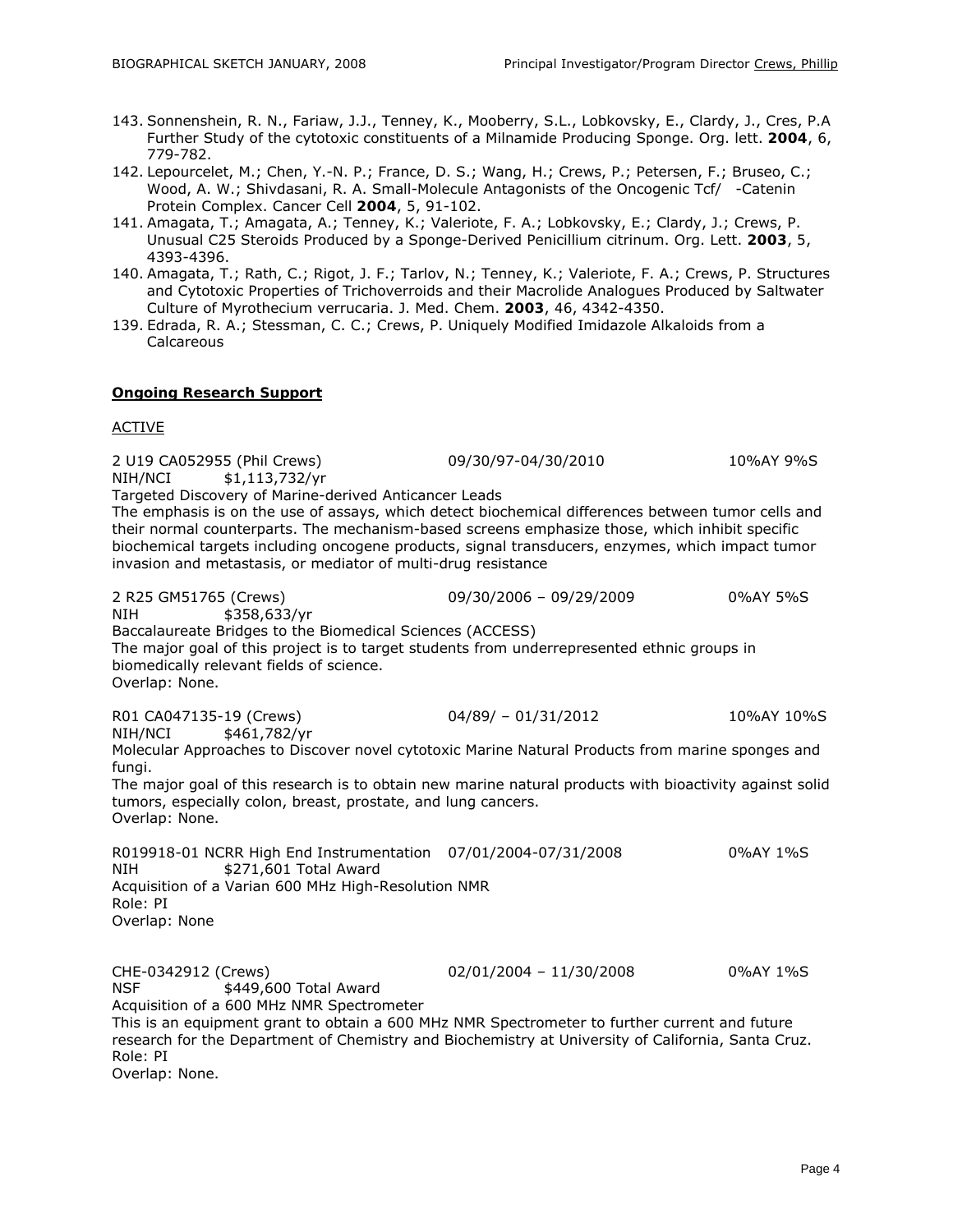143. Sonnenshein, R. N., Fariaw, J.J., Tenney, K., Mooberry, S.L., Lobkovsky, E., Clardy, J., Cres, P.A Further Study of the cytotoxic constituents of a Milnamide Producing Sponge. Org. lett. **2004**, 6, 779-782.
142. Lepourcelet, M.; Chen, Y.-N. P.; France, D. S.; Wang, H.; Crews, P.; Petersen, F.; Bruseo, C.; Wood, A. W.; Shivdasani, R. A. Small-Molecule Antagonists of the Oncogenic Tcf/ -Catenin Protein Complex. Cancer Cell **2004**, 5, 91-102.
141. Amagata, T.; Amagata, A.; Tenney, K.; Valeriote, F. A.; Lobkovsky, E.; Clardy, J.; Crews, P. Unusual C25 Steroids Produced by a Sponge-Derived Penicillium citrinum. Org. Lett. **2003**, 5, 4393-4396.
140. Amagata, T.; Rath, C.; Rigot, J. F.; Tarlov, N.; Tenney, K.; Valeriote, F. A.; Crews, P. Structures and Cytotoxic Properties of Trichoverroids and their Macrolide Analogues Produced by Saltwater Culture of Myrothecium verrucaria. J. Med. Chem. **2003**, 46, 4342-4350.
139. Edrada, R. A.; Stessman, C. C.; Crews, P. Uniquely Modified Imidazole Alkaloids from a Calcareous

## **Ongoing Research Support**

ACTIVE

2 U19 CA052955 (Phil Crews) 09/30/97-04/30/2010 10%AY 9%S
NIH/NCI $1,113,732/yr
Targeted Discovery of Marine-derived Anticancer Leads
The emphasis is on the use of assays, which detect biochemical differences between tumor cells and their normal counterparts. The mechanism-based screens emphasize those, which inhibit specific biochemical targets including oncogene products, signal transducers, enzymes, which impact tumor invasion and metastasis, or mediator of multi-drug resistance

2 R25 GM51765 (Crews) 09/30/2006 – 09/29/2009 0%AY 5%S
NIH $358,633/yr
Baccalaureate Bridges to the Biomedical Sciences (ACCESS)
The major goal of this project is to target students from underrepresented ethnic groups in biomedically relevant fields of science.
Overlap: None.

R01 CA047135-19 (Crews) 04/89/ – 01/31/2012 10%AY 10%S
NIH/NCI $461,782/yr
Molecular Approaches to Discover novel cytotoxic Marine Natural Products from marine sponges and fungi.
The major goal of this research is to obtain new marine natural products with bioactivity against solid tumors, especially colon, breast, prostate, and lung cancers.
Overlap: None.

R019918-01 NCRR High End Instrumentation 07/01/2004-07/31/2008 0%AY 1%S
NIH $271,601 Total Award
Acquisition of a Varian 600 MHz High-Resolution NMR
Role: PI
Overlap: None

CHE-0342912 (Crews) 02/01/2004 – 11/30/2008 0%AY 1%S
NSF $449,600 Total Award
Acquisition of a 600 MHz NMR Spectrometer
This is an equipment grant to obtain a 600 MHz NMR Spectrometer to further current and future research for the Department of Chemistry and Biochemistry at University of California, Santa Cruz.
Role: PI
Overlap: None.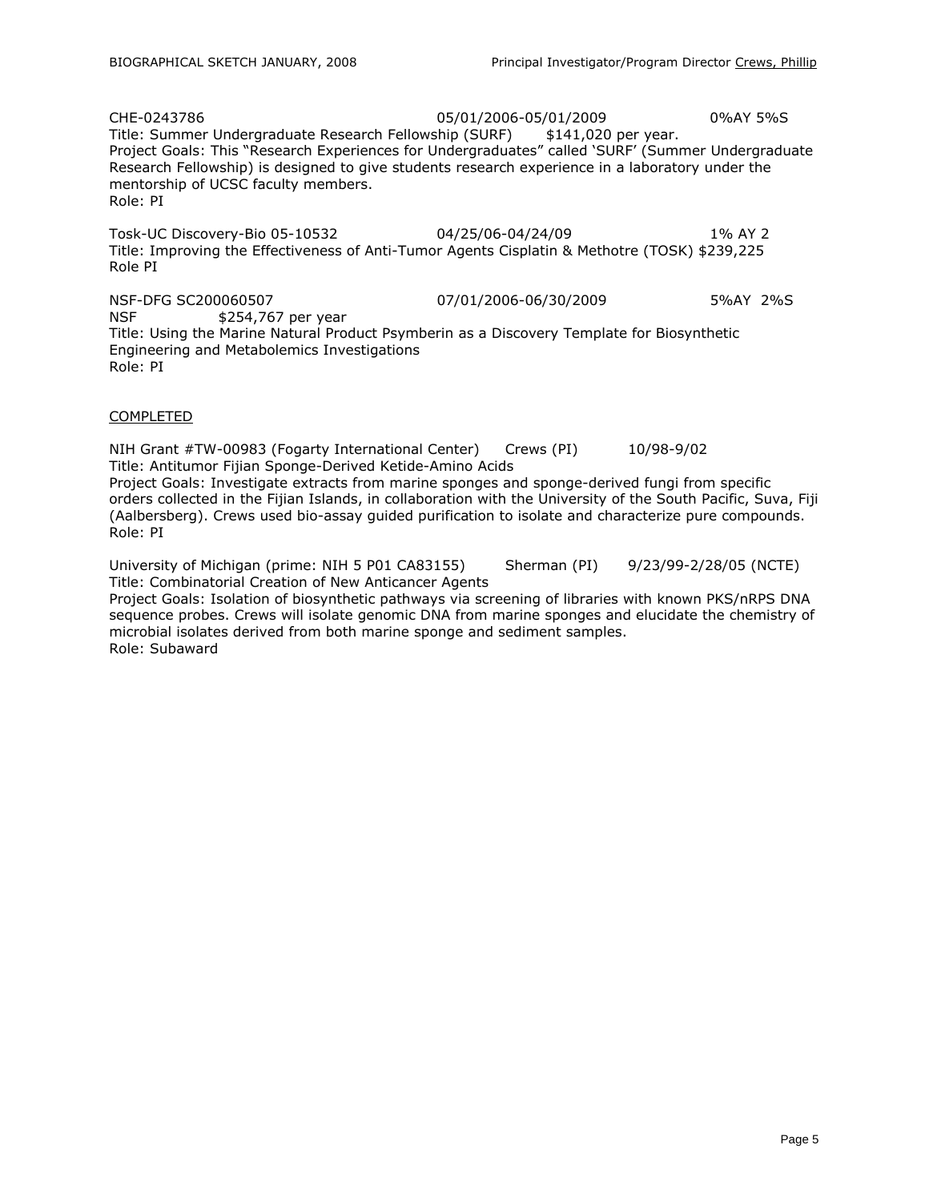CHE-0243786 05/01/2006-05/01/2009 0%AY 5%S
Title: Summer Undergraduate Research Fellowship (SURF) $141,020 per year.
Project Goals: This "Research Experiences for Undergraduates" called 'SURF' (Summer Undergraduate Research Fellowship) is designed to give students research experience in a laboratory under the mentorship of UCSC faculty members.
Role: PI

Tosk-UC Discovery-Bio 05-10532 04/25/06-04/24/09 1% AY 2
Title: Improving the Effectiveness of Anti-Tumor Agents Cisplatin & Methotre (TOSK) $239,225
Role PI

NSF-DFG SC200060507 07/01/2006-06/30/2009 5%AY 2%S
NSF $254,767 per year
Title: Using the Marine Natural Product Psymberin as a Discovery Template for Biosynthetic Engineering and Metabolemics Investigations
Role: PI

<u>COMPLETED</u>

NIH Grant #TW-00983 (Fogarty International Center) Crews (PI) 10/98-9/02
Title: Antitumor Fijian Sponge-Derived Ketide-Amino Acids
Project Goals: Investigate extracts from marine sponges and sponge-derived fungi from specific orders collected in the Fijian Islands, in collaboration with the University of the South Pacific, Suva, Fiji (Aalbersberg). Crews used bio-assay guided purification to isolate and characterize pure compounds.
Role: PI

University of Michigan (prime: NIH 5 P01 CA83155) Sherman (PI) 9/23/99-2/28/05 (NCTE)
Title: Combinatorial Creation of New Anticancer Agents
Project Goals: Isolation of biosynthetic pathways via screening of libraries with known PKS/nRPS DNA sequence probes. Crews will isolate genomic DNA from marine sponges and elucidate the chemistry of microbial isolates derived from both marine sponge and sediment samples.
Role: Subaward